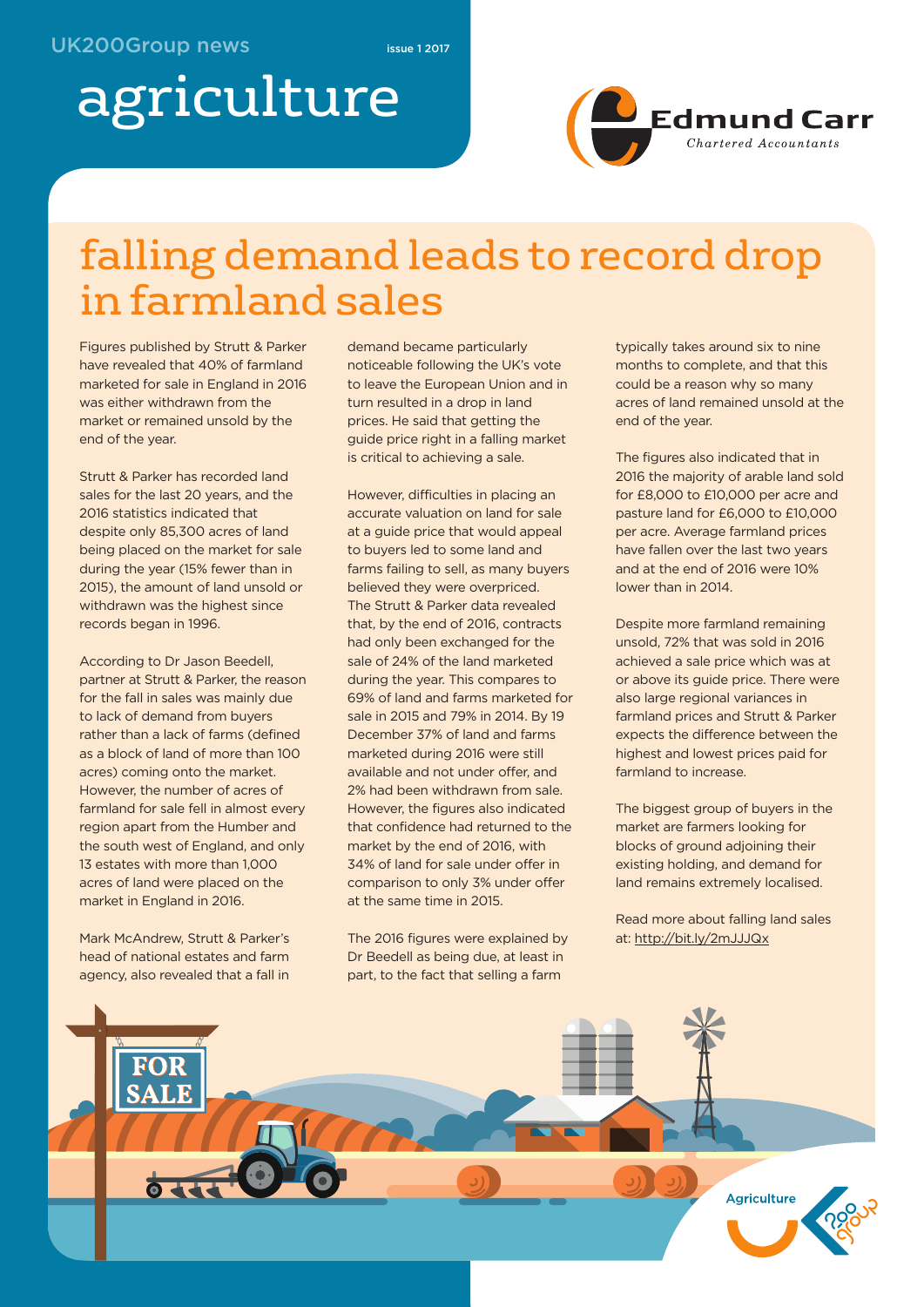UK200Group news

issue 1 2017

# agriculture

Edmund Carr
*Chartered Accountants*

## falling demand leads to record drop in farmland sales

Figures published by Strutt & Parker have revealed that 40% of farmland marketed for sale in England in 2016 was either withdrawn from the market or remained unsold by the end of the year.

Strutt & Parker has recorded land sales for the last 20 years, and the 2016 statistics indicated that despite only 85,300 acres of land being placed on the market for sale during the year (15% fewer than in 2015), the amount of land unsold or withdrawn was the highest since records began in 1996.

According to Dr Jason Beedell, partner at Strutt & Parker, the reason for the fall in sales was mainly due to lack of demand from buyers rather than a lack of farms (defined as a block of land of more than 100 acres) coming onto the market. However, the number of acres of farmland for sale fell in almost every region apart from the Humber and the south west of England, and only 13 estates with more than 1,000 acres of land were placed on the market in England in 2016.

Mark McAndrew, Strutt & Parker's head of national estates and farm agency, also revealed that a fall in demand became particularly noticeable following the UK's vote to leave the European Union and in turn resulted in a drop in land prices. He said that getting the guide price right in a falling market is critical to achieving a sale.

However, difficulties in placing an accurate valuation on land for sale at a guide price that would appeal to buyers led to some land and farms failing to sell, as many buyers believed they were overpriced. The Strutt & Parker data revealed that, by the end of 2016, contracts had only been exchanged for the sale of 24% of the land marketed during the year. This compares to 69% of land and farms marketed for sale in 2015 and 79% in 2014. By 19 December 37% of land and farms marketed during 2016 were still available and not under offer, and 2% had been withdrawn from sale. However, the figures also indicated that confidence had returned to the market by the end of 2016, with 34% of land for sale under offer in comparison to only 3% under offer at the same time in 2015.

The 2016 figures were explained by Dr Beedell as being due, at least in part, to the fact that selling a farm typically takes around six to nine months to complete, and that this could be a reason why so many acres of land remained unsold at the end of the year.

The figures also indicated that in 2016 the majority of arable land sold for £8,000 to £10,000 per acre and pasture land for £6,000 to £10,000 per acre. Average farmland prices have fallen over the last two years and at the end of 2016 were 10% lower than in 2014.

Despite more farmland remaining unsold, 72% that was sold in 2016 achieved a sale price which was at or above its guide price. There were also large regional variances in farmland prices and Strutt & Parker expects the difference between the highest and lowest prices paid for farmland to increase.

The biggest group of buyers in the market are farmers looking for blocks of ground adjoining their existing holding, and demand for land remains extremely localised.

Read more about falling land sales at: http://bit.ly/2mJJJQx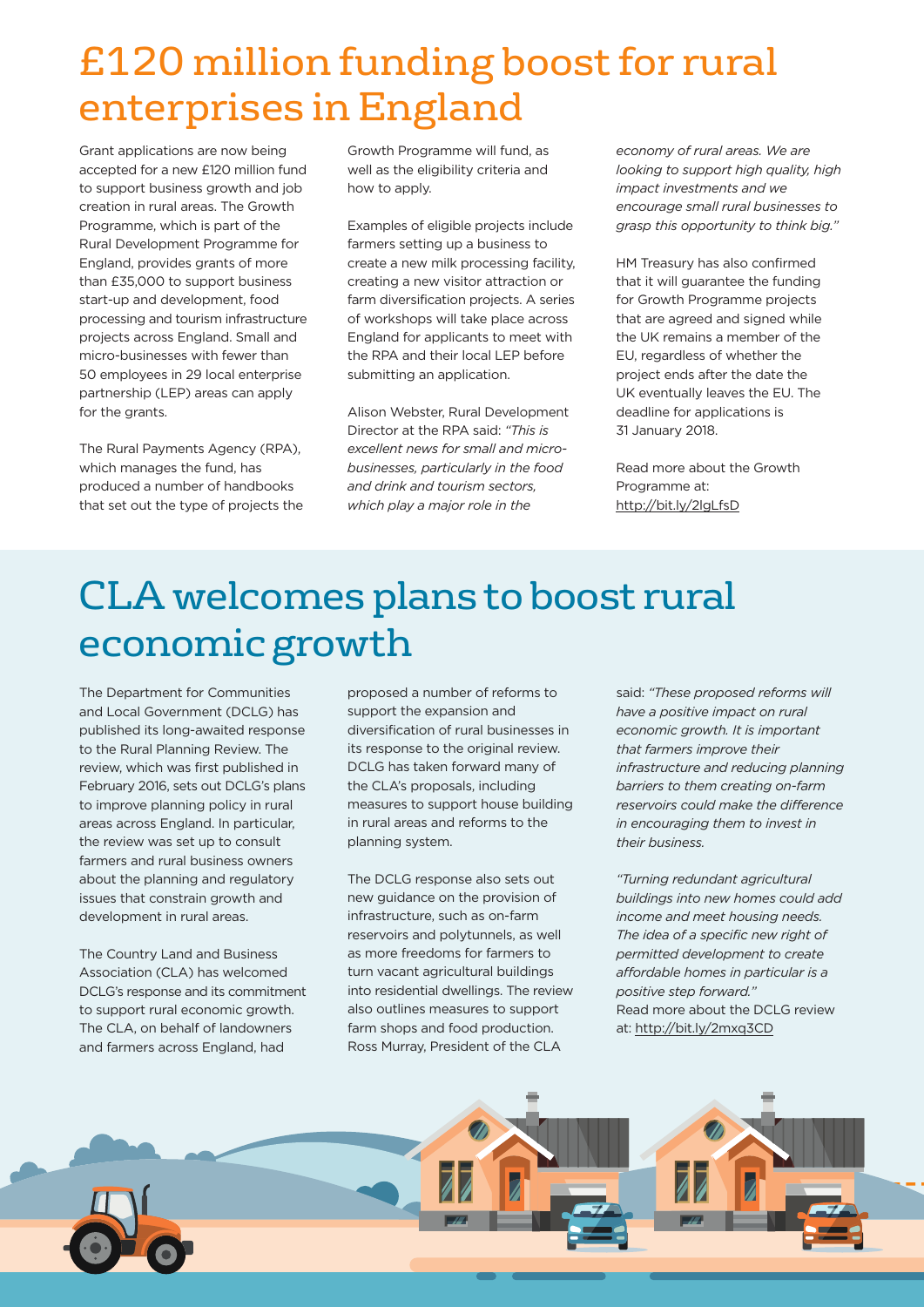# £120 million funding boost for rural enterprises in England

Grant applications are now being accepted for a new £120 million fund to support business growth and job creation in rural areas. The Growth Programme, which is part of the Rural Development Programme for England, provides grants of more than £35,000 to support business start-up and development, food processing and tourism infrastructure projects across England. Small and micro-businesses with fewer than 50 employees in 29 local enterprise partnership (LEP) areas can apply for the grants.

The Rural Payments Agency (RPA), which manages the fund, has produced a number of handbooks that set out the type of projects the Growth Programme will fund, as well as the eligibility criteria and how to apply.

Examples of eligible projects include farmers setting up a business to create a new milk processing facility, creating a new visitor attraction or farm diversification projects. A series of workshops will take place across England for applicants to meet with the RPA and their local LEP before submitting an application.

Alison Webster, Rural Development Director at the RPA said: *"This is excellent news for small and micro-businesses, particularly in the food and drink and tourism sectors, which play a major role in the economy of rural areas. We are looking to support high quality, high impact investments and we encourage small rural businesses to grasp this opportunity to think big."*

HM Treasury has also confirmed that it will guarantee the funding for Growth Programme projects that are agreed and signed while the UK remains a member of the EU, regardless of whether the project ends after the date the UK eventually leaves the EU. The deadline for applications is 31 January 2018.

Read more about the Growth Programme at: http://bit.ly/2lgLfsD

# CLA welcomes plans to boost rural economic growth

The Department for Communities and Local Government (DCLG) has published its long-awaited response to the Rural Planning Review. The review, which was first published in February 2016, sets out DCLG's plans to improve planning policy in rural areas across England. In particular, the review was set up to consult farmers and rural business owners about the planning and regulatory issues that constrain growth and development in rural areas.

The Country Land and Business Association (CLA) has welcomed DCLG's response and its commitment to support rural economic growth. The CLA, on behalf of landowners and farmers across England, had proposed a number of reforms to support the expansion and diversification of rural businesses in its response to the original review. DCLG has taken forward many of the CLA's proposals, including measures to support house building in rural areas and reforms to the planning system.

The DCLG response also sets out new guidance on the provision of infrastructure, such as on-farm reservoirs and polytunnels, as well as more freedoms for farmers to turn vacant agricultural buildings into residential dwellings. The review also outlines measures to support farm shops and food production. Ross Murray, President of the CLA said: *"These proposed reforms will have a positive impact on rural economic growth. It is important that farmers improve their infrastructure and reducing planning barriers to them creating on-farm reservoirs could make the difference in encouraging them to invest in their business.*

*"Turning redundant agricultural buildings into new homes could add income and meet housing needs. The idea of a specific new right of permitted development to create affordable homes in particular is a positive step forward."*

Read more about the DCLG review at: http://bit.ly/2mxq3CD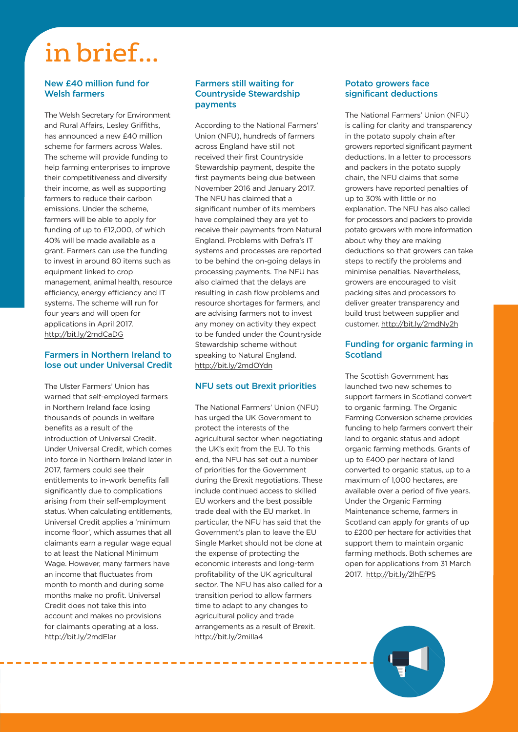# in brief...

## New £40 million fund for Welsh farmers

The Welsh Secretary for Environment and Rural Affairs, Lesley Griffiths, has announced a new £40 million scheme for farmers across Wales. The scheme will provide funding to help farming enterprises to improve their competitiveness and diversify their income, as well as supporting farmers to reduce their carbon emissions. Under the scheme, farmers will be able to apply for funding of up to £12,000, of which 40% will be made available as a grant. Farmers can use the funding to invest in around 80 items such as equipment linked to crop management, animal health, resource efficiency, energy efficiency and IT systems. The scheme will run for four years and will open for applications in April 2017. http://bit.ly/2mdCaDG

## Farmers in Northern Ireland to lose out under Universal Credit

The Ulster Farmers' Union has warned that self-employed farmers in Northern Ireland face losing thousands of pounds in welfare benefits as a result of the introduction of Universal Credit. Under Universal Credit, which comes into force in Northern Ireland later in 2017, farmers could see their entitlements to in-work benefits fall significantly due to complications arising from their self-employment status. When calculating entitlements, Universal Credit applies a 'minimum income floor', which assumes that all claimants earn a regular wage equal to at least the National Minimum Wage. However, many farmers have an income that fluctuates from month to month and during some months make no profit. Universal Credit does not take this into account and makes no provisions for claimants operating at a loss. http://bit.ly/2mdElar

## Farmers still waiting for Countryside Stewardship payments

According to the National Farmers' Union (NFU), hundreds of farmers across England have still not received their first Countryside Stewardship payment, despite the first payments being due between November 2016 and January 2017. The NFU has claimed that a significant number of its members have complained they are yet to receive their payments from Natural England. Problems with Defra's IT systems and processes are reported to be behind the on-going delays in processing payments. The NFU has also claimed that the delays are resulting in cash flow problems and resource shortages for farmers, and are advising farmers not to invest any money on activity they expect to be funded under the Countryside Stewardship scheme without speaking to Natural England. http://bit.ly/2mdOYdn

## NFU sets out Brexit priorities

The National Farmers' Union (NFU) has urged the UK Government to protect the interests of the agricultural sector when negotiating the UK's exit from the EU. To this end, the NFU has set out a number of priorities for the Government during the Brexit negotiations. These include continued access to skilled EU workers and the best possible trade deal with the EU market. In particular, the NFU has said that the Government's plan to leave the EU Single Market should not be done at the expense of protecting the economic interests and long-term profitability of the UK agricultural sector. The NFU has also called for a transition period to allow farmers time to adapt to any changes to agricultural policy and trade arrangements as a result of Brexit. http://bit.ly/2milla4

## Potato growers face significant deductions

The National Farmers' Union (NFU) is calling for clarity and transparency in the potato supply chain after growers reported significant payment deductions. In a letter to processors and packers in the potato supply chain, the NFU claims that some growers have reported penalties of up to 30% with little or no explanation. The NFU has also called for processors and packers to provide potato growers with more information about why they are making deductions so that growers can take steps to rectify the problems and minimise penalties. Nevertheless, growers are encouraged to visit packing sites and processors to deliver greater transparency and build trust between supplier and customer. http://bit.ly/2mdNy2h

## Funding for organic farming in Scotland

The Scottish Government has launched two new schemes to support farmers in Scotland convert to organic farming. The Organic Farming Conversion scheme provides funding to help farmers convert their land to organic status and adopt organic farming methods. Grants of up to £400 per hectare of land converted to organic status, up to a maximum of 1,000 hectares, are available over a period of five years. Under the Organic Farming Maintenance scheme, farmers in Scotland can apply for grants of up to £200 per hectare for activities that support them to maintain organic farming methods. Both schemes are open for applications from 31 March 2017. http://bit.ly/2lhEfPS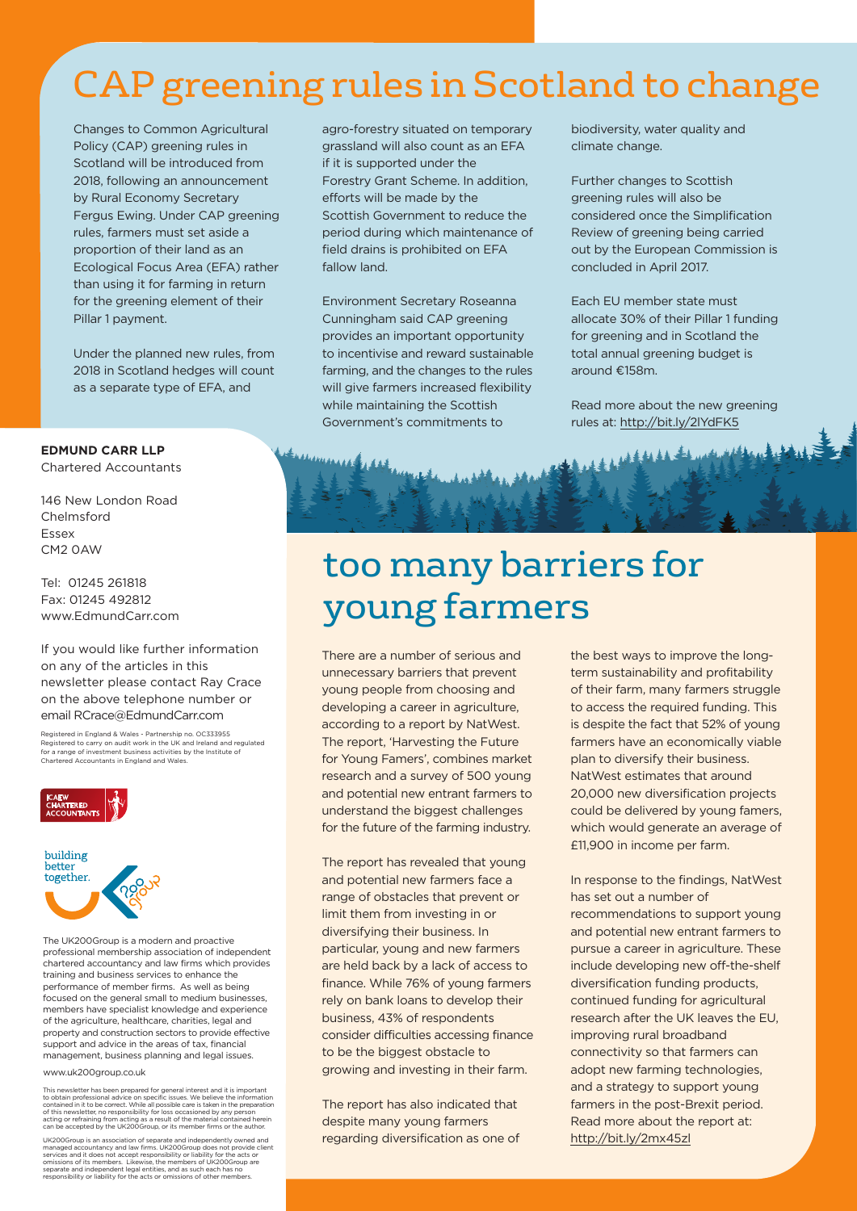# CAP greening rules in Scotland to change

Changes to Common Agricultural Policy (CAP) greening rules in Scotland will be introduced from 2018, following an announcement by Rural Economy Secretary Fergus Ewing. Under CAP greening rules, farmers must set aside a proportion of their land as an Ecological Focus Area (EFA) rather than using it for farming in return for the greening element of their Pillar 1 payment.

Under the planned new rules, from 2018 in Scotland hedges will count as a separate type of EFA, and agro-forestry situated on temporary grassland will also count as an EFA if it is supported under the Forestry Grant Scheme. In addition, efforts will be made by the Scottish Government to reduce the period during which maintenance of field drains is prohibited on EFA fallow land.

Environment Secretary Roseanna Cunningham said CAP greening provides an important opportunity to incentivise and reward sustainable farming, and the changes to the rules will give farmers increased flexibility while maintaining the Scottish Government's commitments to biodiversity, water quality and climate change.

Further changes to Scottish greening rules will also be considered once the Simplification Review of greening being carried out by the European Commission is concluded in April 2017.

Each EU member state must allocate 30% of their Pillar 1 funding for greening and in Scotland the total annual greening budget is around €158m.

Read more about the new greening rules at: http://bit.ly/2lYdFK5

# too many barriers for young farmers

There are a number of serious and unnecessary barriers that prevent young people from choosing and developing a career in agriculture, according to a report by NatWest. The report, 'Harvesting the Future for Young Famers', combines market research and a survey of 500 young and potential new entrant farmers to understand the biggest challenges for the future of the farming industry.

The report has revealed that young and potential new farmers face a range of obstacles that prevent or limit them from investing in or diversifying their business. In particular, young and new farmers are held back by a lack of access to finance. While 76% of young farmers rely on bank loans to develop their business, 43% of respondents consider difficulties accessing finance to be the biggest obstacle to growing and investing in their farm.

The report has also indicated that despite many young farmers regarding diversification as one of the best ways to improve the long-term sustainability and profitability of their farm, many farmers struggle to access the required funding. This is despite the fact that 52% of young farmers have an economically viable plan to diversify their business. NatWest estimates that around 20,000 new diversification projects could be delivered by young famers, which would generate an average of £11,900 in income per farm.

In response to the findings, NatWest has set out a number of recommendations to support young and potential new entrant farmers to pursue a career in agriculture. These include developing new off-the-shelf diversification funding products, continued funding for agricultural research after the UK leaves the EU, improving rural broadband connectivity so that farmers can adopt new farming technologies, and a strategy to support young farmers in the post-Brexit period. Read more about the report at: http://bit.ly/2mx45zl

**EDMUND CARR LLP**
Chartered Accountants

146 New London Road
Chelmsford
Essex
CM2 0AW

Tel: 01245 261818
Fax: 01245 492812
www.EdmundCarr.com

If you would like further information on any of the articles in this newsletter please contact Ray Crace on the above telephone number or email RCrace@EdmundCarr.com

Registered in England & Wales - Partnership no. OC333955
Registered to carry on audit work in the UK and Ireland and regulated for a range of investment business activities by the Institute of Chartered Accountants in England and Wales.

ICAEW CHARTERED ACCOUNTANTS

building better together.

The UK200Group is a modern and proactive professional membership association of independent chartered accountancy and law firms which provides training and business services to enhance the performance of member firms. As well as being focused on the general small to medium businesses, members have specialist knowledge and experience of the agriculture, healthcare, charities, legal and property and construction sectors to provide effective support and advice in the areas of tax, financial management, business planning and legal issues.

www.uk200group.co.uk

This newsletter has been prepared for general interest and it is important to obtain professional advice on specific issues. We believe the information contained in it to be correct. While all possible care is taken in the preparation of this newsletter, no responsibility for loss occasioned by any person acting or refraining from acting as a result of the material contained herein can be accepted by the UK200Group, or its member firms or the author.

UK200Group is an association of separate and independently owned and managed accountancy and law firms. UK200Group does not provide client services and it does not accept responsibility or liability for the acts or omissions of its members. Likewise, the members of UK200Group are separate and independent legal entities, and as such each has no responsibility or liability for the acts or omissions of other members.